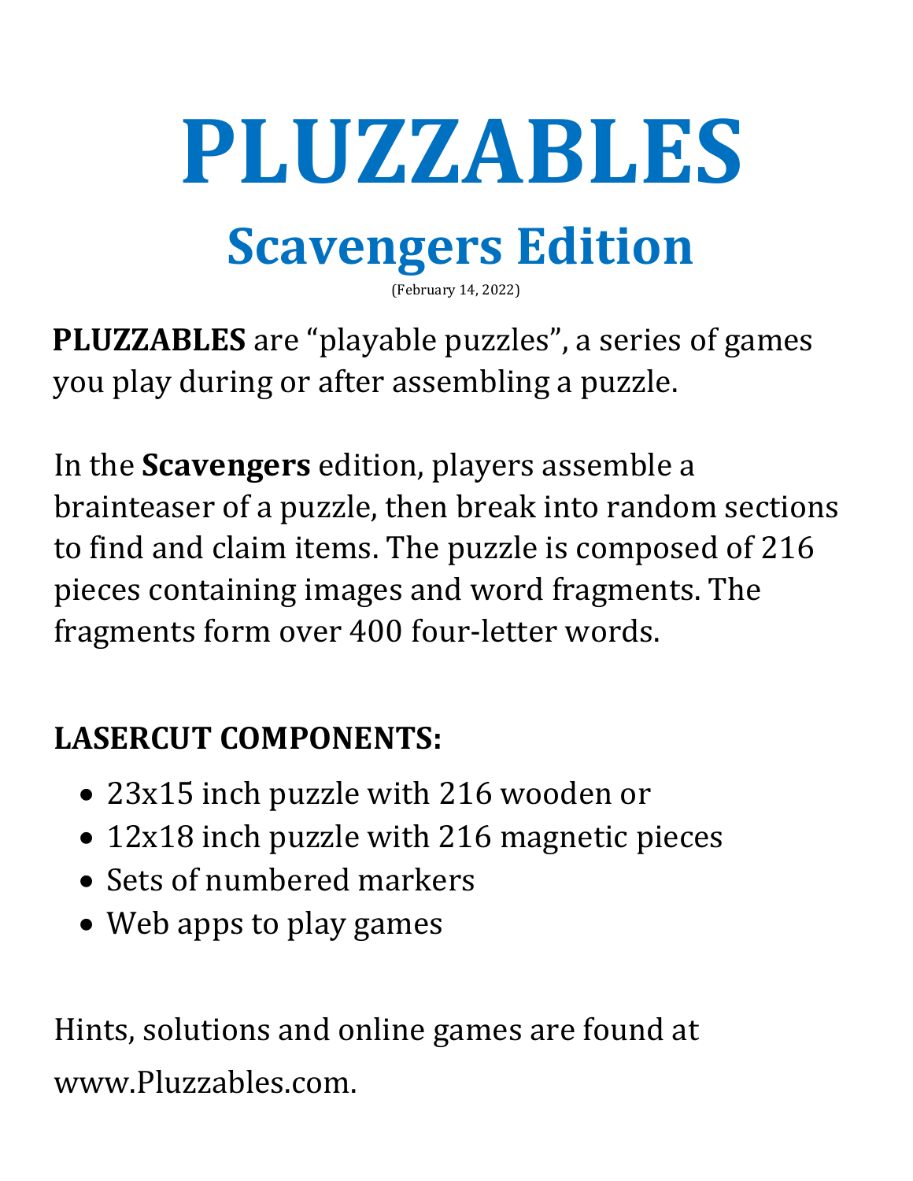# PLUZZABLES

## Scavengers Edition

(February 14, 2022)

**PLUZZABLES** are “playable puzzles”, a series of games you play during or after assembling a puzzle.

In the **Scavengers** edition, players assemble a brainteaser of a puzzle, then break into random sections to find and claim items. The puzzle is composed of 216 pieces containing images and word fragments. The fragments form over 400 four-letter words.

**LASERCUT COMPONENTS:**

- 23x15 inch puzzle with 216 wooden or
- 12x18 inch puzzle with 216 magnetic pieces
- Sets of numbered markers
- Web apps to play games

Hints, solutions and online games are found at www.Pluzzables.com.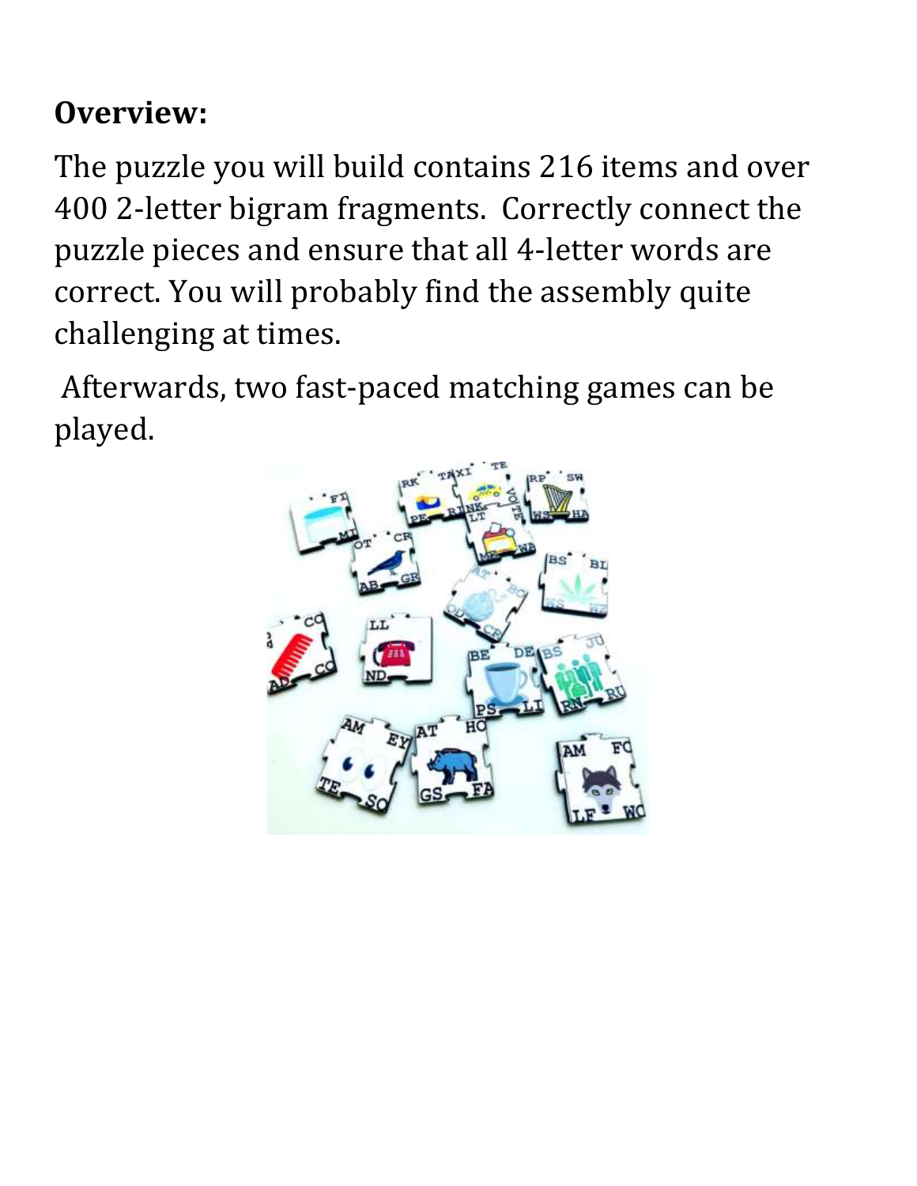**Overview:**

The puzzle you will build contains 216 items and over 400 2-letter bigram fragments. Correctly connect the puzzle pieces and ensure that all 4-letter words are correct. You will probably find the assembly quite challenging at times.

Afterwards, two fast-paced matching games can be played.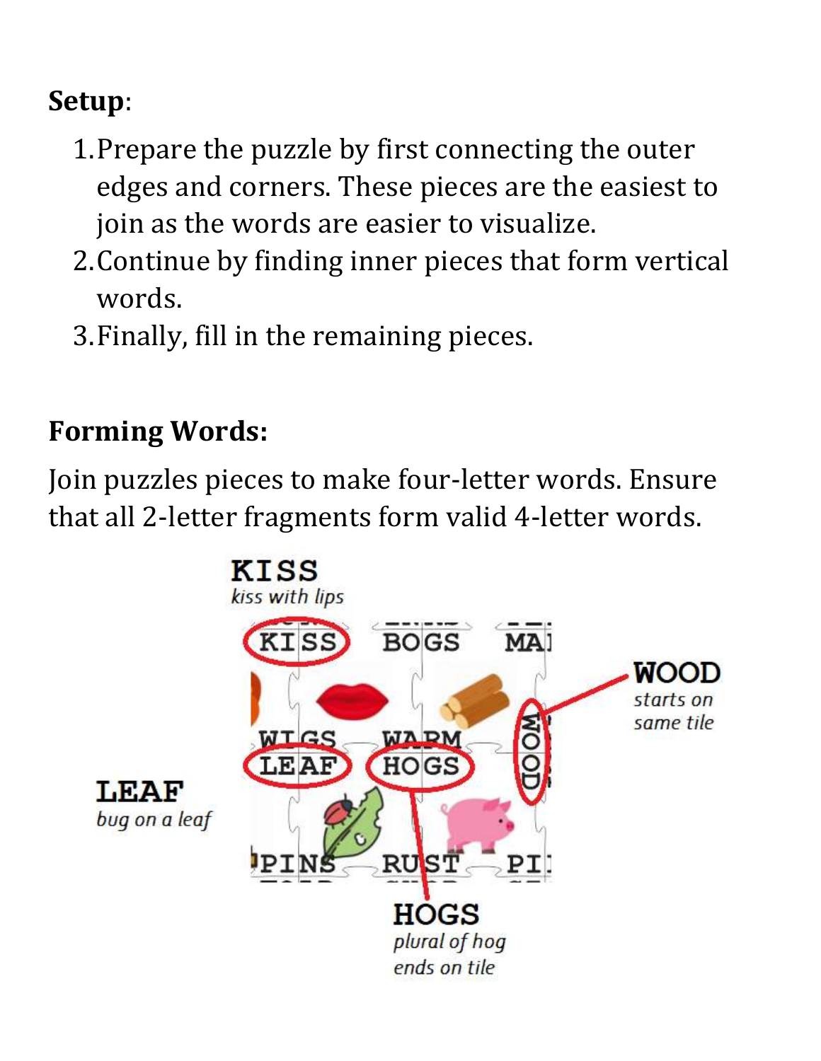**Setup**:

1. Prepare the puzzle by first connecting the outer edges and corners. These pieces are the easiest to join as the words are easier to visualize.
2. Continue by finding inner pieces that form vertical words.
3. Finally, fill in the remaining pieces.

**Forming Words:**

Join puzzles pieces to make four-letter words. Ensure that all 2-letter fragments form valid 4-letter words.

**KISS**
*kiss with lips*

**WOOD**
*starts on same tile*

**LEAF**
*bug on a leaf*

**HOGS**
*plural of hog ends on tile*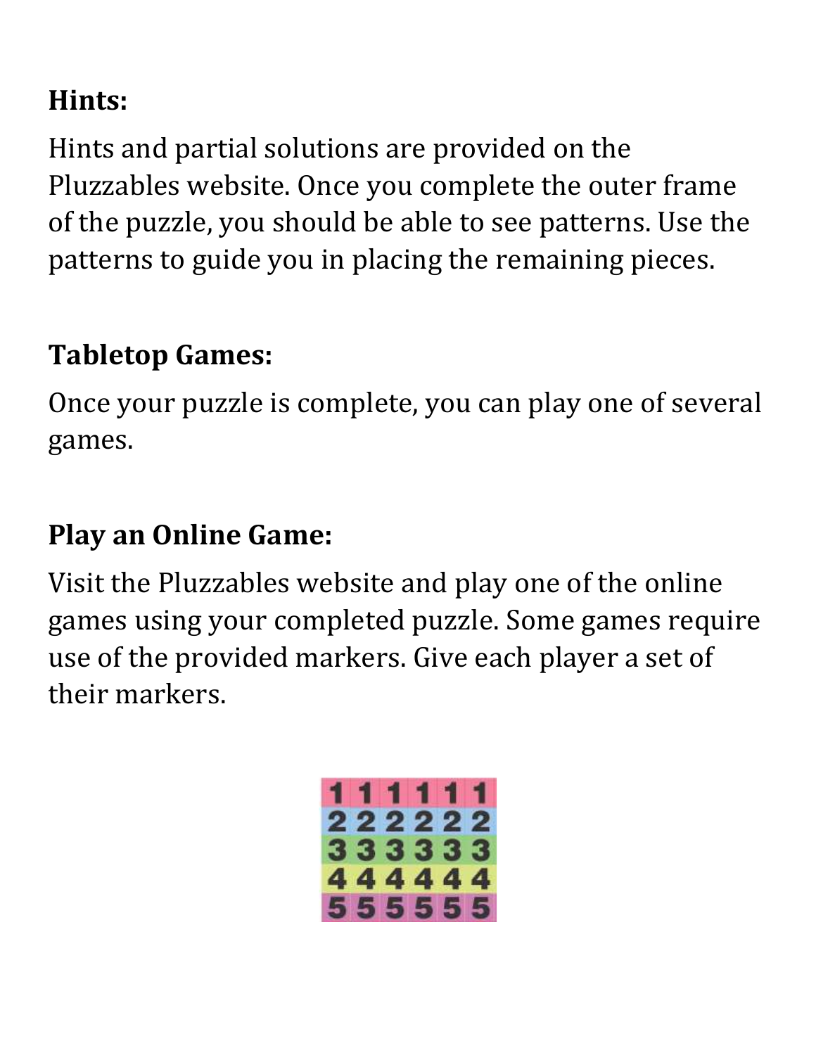**Hints:**

Hints and partial solutions are provided on the Pluzzables website. Once you complete the outer frame of the puzzle, you should be able to see patterns. Use the patterns to guide you in placing the remaining pieces.

**Tabletop Games:**

Once your puzzle is complete, you can play one of several games.

**Play an Online Game:**

Visit the Pluzzables website and play one of the online games using your completed puzzle. Some games require use of the provided markers. Give each player a set of their markers.

1 1 1 1 1 1
2 2 2 2 2 2
3 3 3 3 3 3
4 4 4 4 4 4
5 5 5 5 5 5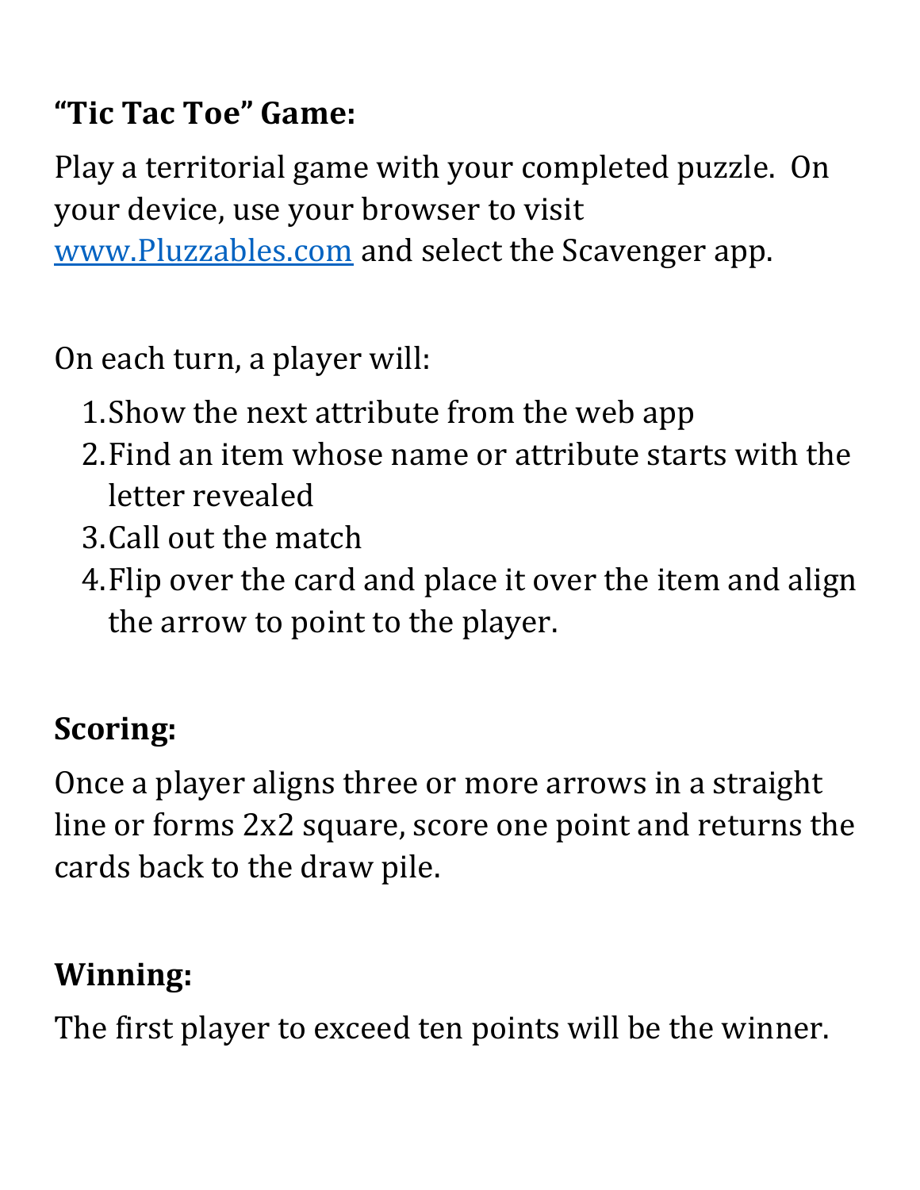**"Tic Tac Toe" Game:**

Play a territorial game with your completed puzzle. On your device, use your browser to visit [www.Pluzzables.com](http://www.Pluzzables.com) and select the Scavenger app.

On each turn, a player will:

1. Show the next attribute from the web app
2. Find an item whose name or attribute starts with the letter revealed
3. Call out the match
4. Flip over the card and place it over the item and align the arrow to point to the player.

**Scoring:**

Once a player aligns three or more arrows in a straight line or forms 2x2 square, score one point and returns the cards back to the draw pile.

**Winning:**

The first player to exceed ten points will be the winner.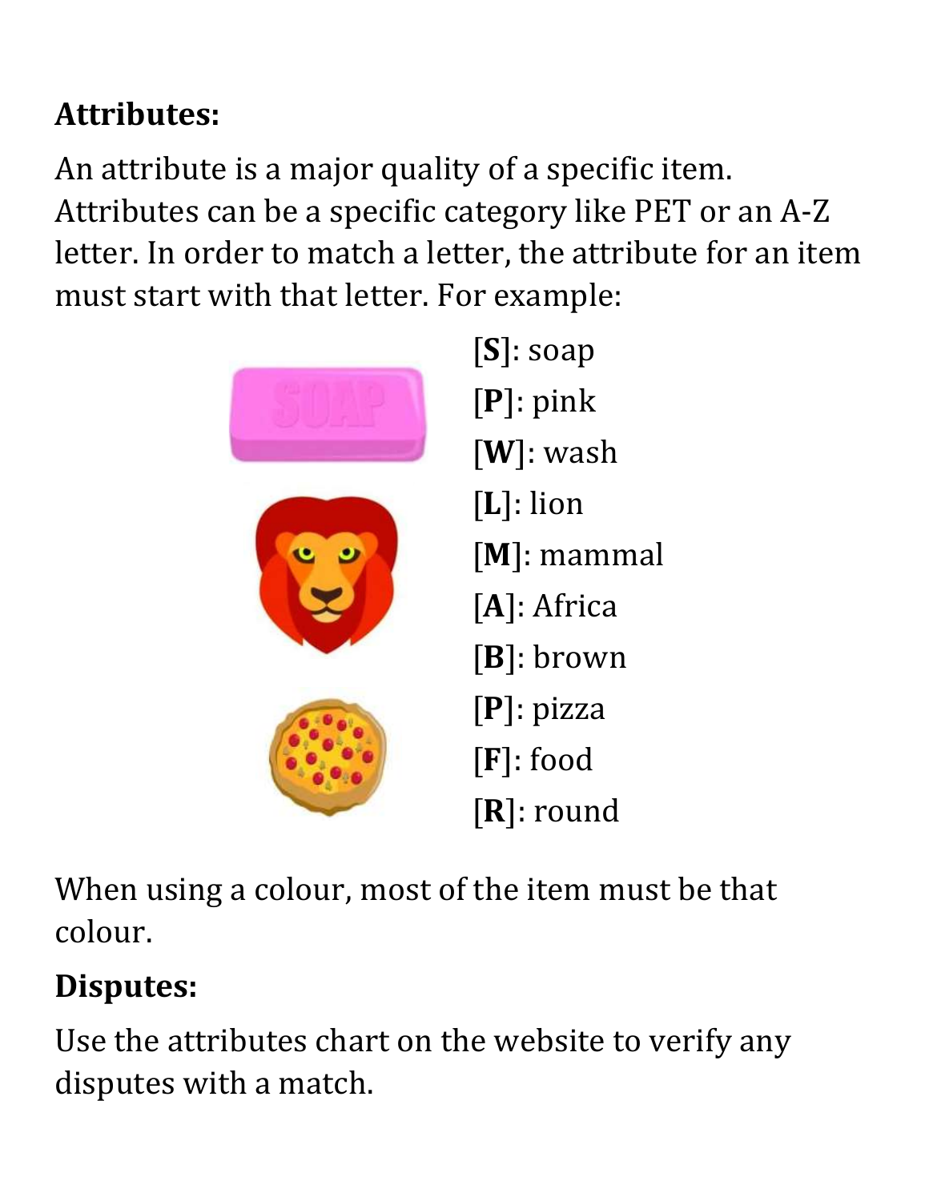**Attributes:**

An attribute is a major quality of a specific item. Attributes can be a specific category like PET or an A-Z letter. In order to match a letter, the attribute for an item must start with that letter. For example:

[**S**]: soap
[**P**]: pink
[**W**]: wash
[**L**]: lion
[**M**]: mammal
[**A**]: Africa
[**B**]: brown
[**P**]: pizza
[**F**]: food
[**R**]: round

When using a colour, most of the item must be that colour.

**Disputes:**

Use the attributes chart on the website to verify any disputes with a match.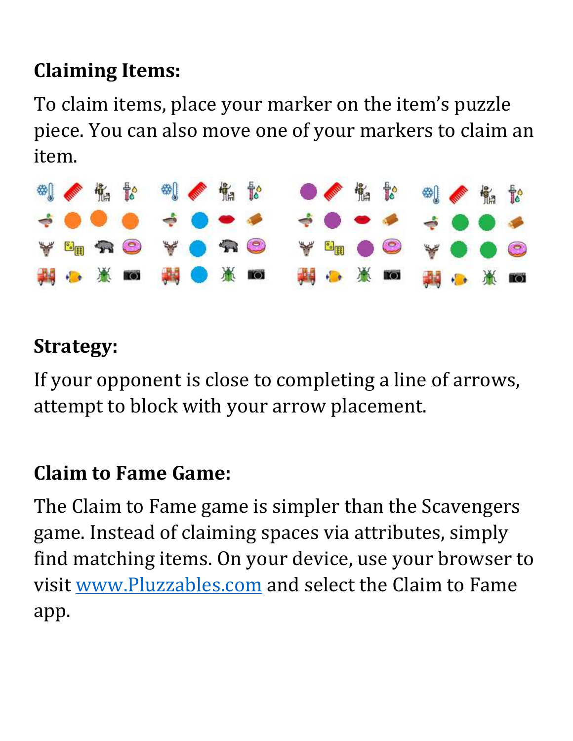**Claiming Items:**

To claim items, place your marker on the item's puzzle piece. You can also move one of your markers to claim an item.

**Strategy:**

If your opponent is close to completing a line of arrows, attempt to block with your arrow placement.

**Claim to Fame Game:**

The Claim to Fame game is simpler than the Scavengers game. Instead of claiming spaces via attributes, simply find matching items. On your device, use your browser to visit [www.Pluzzables.com](http://www.Pluzzables.com) and select the Claim to Fame app.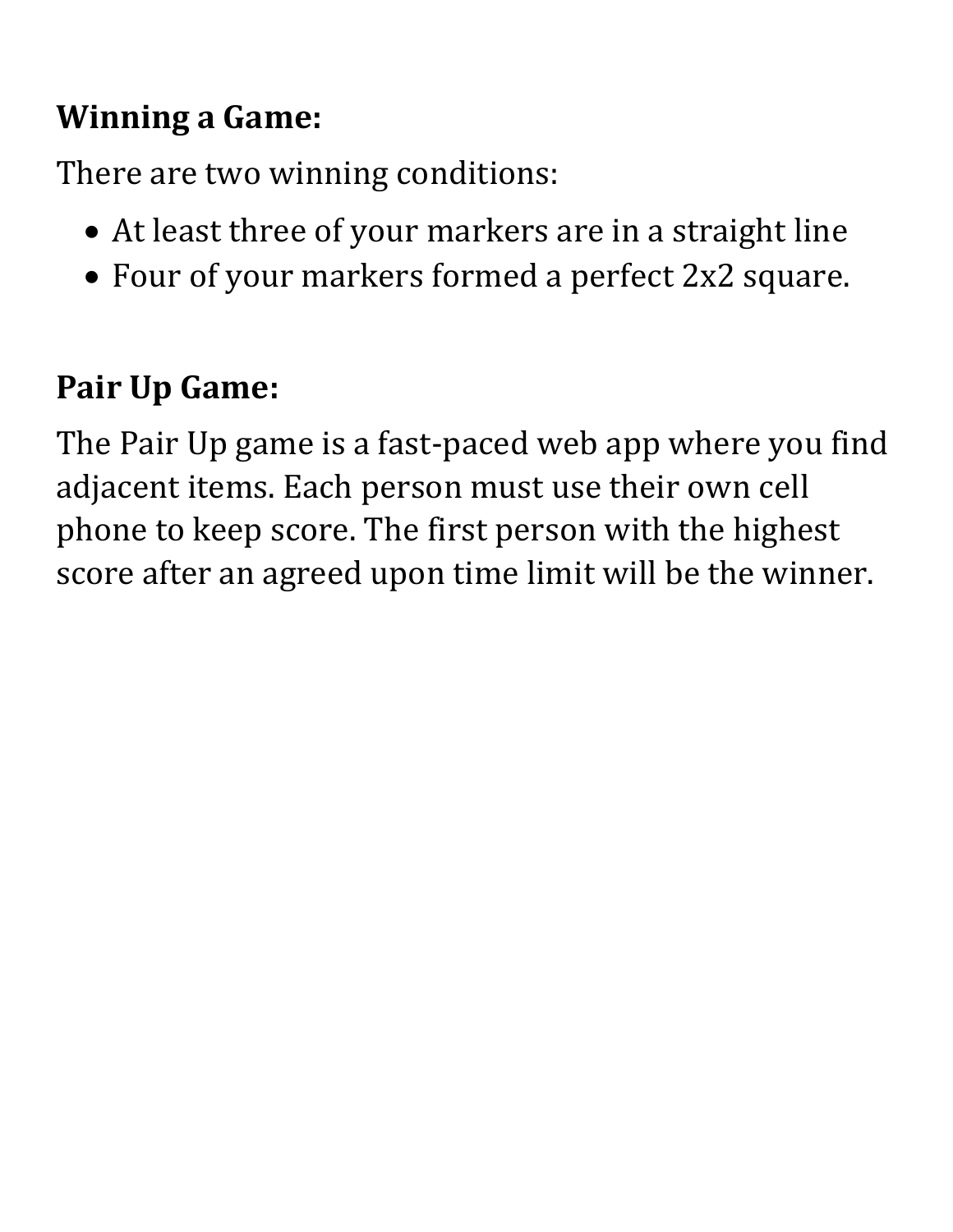**Winning a Game:**

There are two winning conditions:

- At least three of your markers are in a straight line
- Four of your markers formed a perfect 2x2 square.

**Pair Up Game:**

The Pair Up game is a fast-paced web app where you find adjacent items. Each person must use their own cell phone to keep score. The first person with the highest score after an agreed upon time limit will be the winner.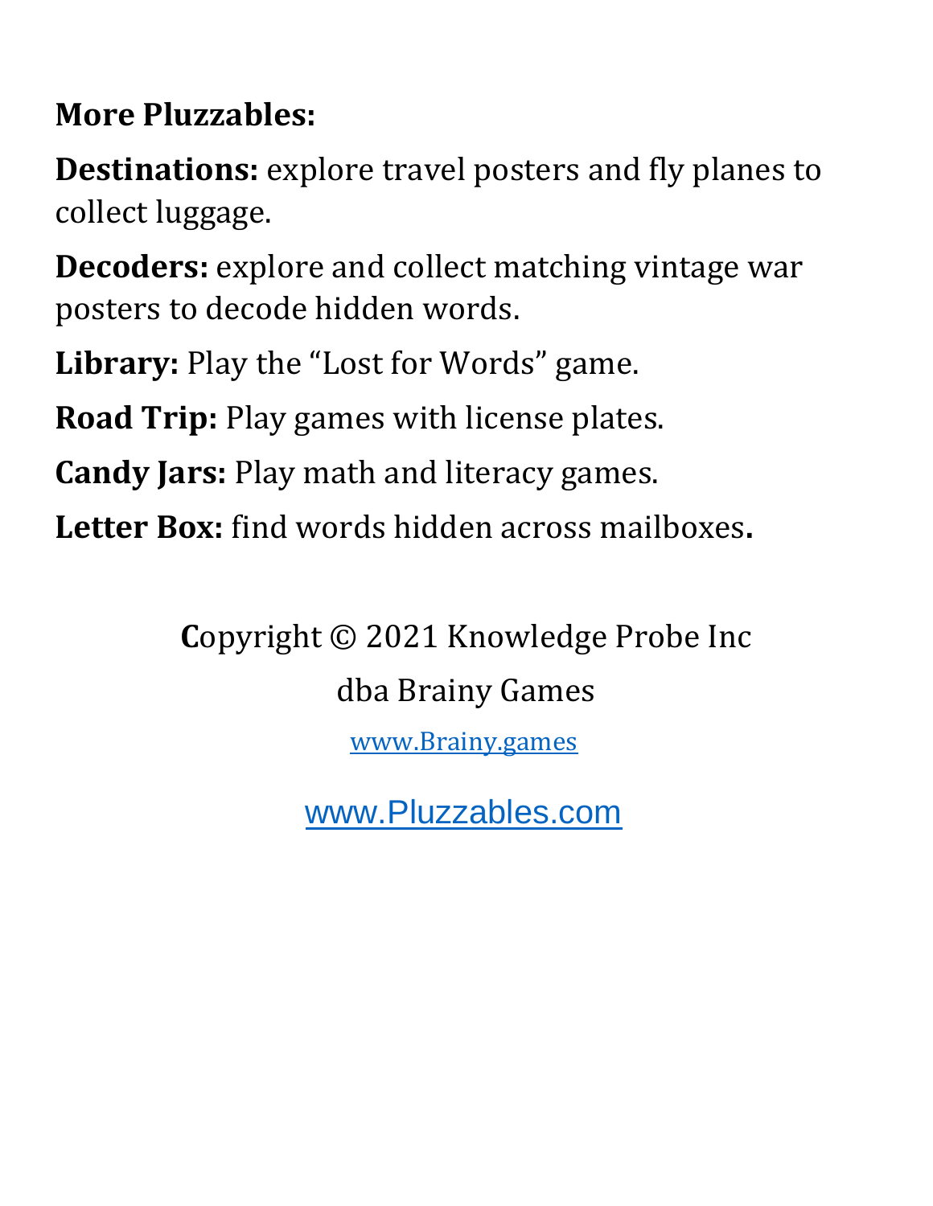**More Pluzzables:**

**Destinations:** explore travel posters and fly planes to collect luggage.

**Decoders:** explore and collect matching vintage war posters to decode hidden words.

**Library:** Play the "Lost for Words" game.

**Road Trip:** Play games with license plates.

**Candy Jars:** Play math and literacy games.

**Letter Box:** find words hidden across mailboxes**.**

**C**opyright © 2021 Knowledge Probe Inc

dba Brainy Games

[www.Brainy.games](http://www.Brainy.games)

[www.Pluzzables.com](http://www.Pluzzables.com)